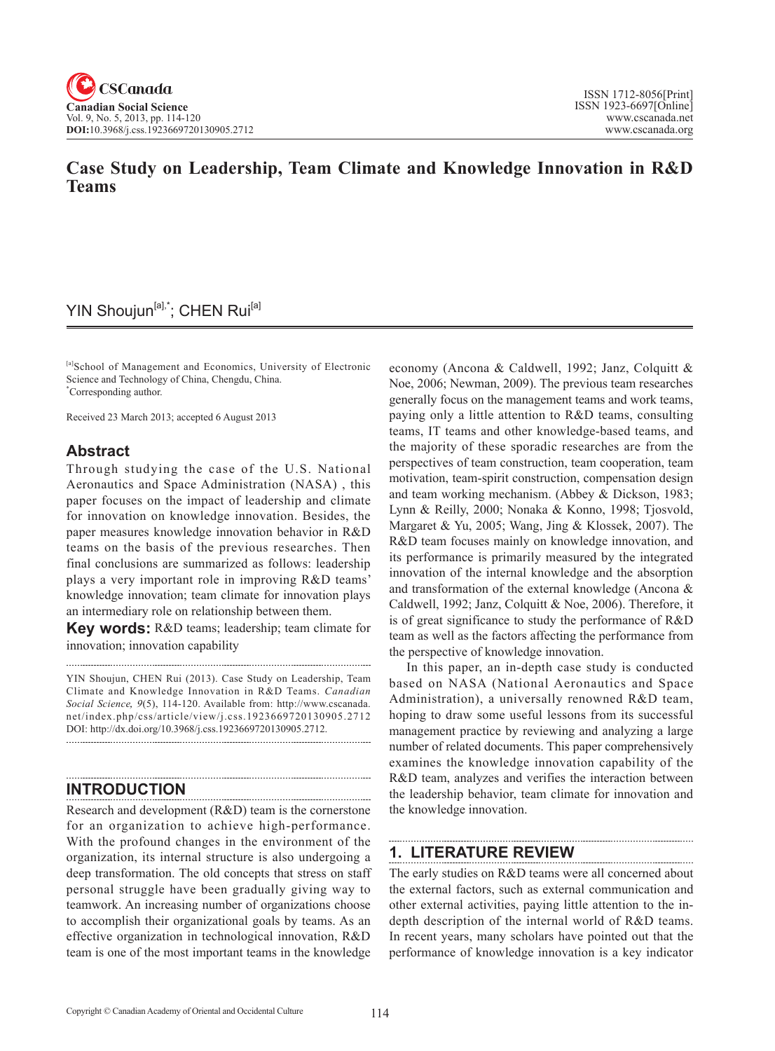# Case Study on Leadership, Team Climate and Knowledge Innovation in R&D Teams

YIN Shoujun[a],*; CHEN Rui[a]

[a]School of Management and Economics, University of Electronic Science and Technology of China, Chengdu, China.
*Corresponding author.

Received 23 March 2013; accepted 6 August 2013

## Abstract

Through studying the case of the U.S. National Aeronautics and Space Administration (NASA) , this paper focuses on the impact of leadership and climate for innovation on knowledge innovation. Besides, the paper measures knowledge innovation behavior in R&D teams on the basis of the previous researches. Then final conclusions are summarized as follows: leadership plays a very important role in improving R&D teams' knowledge innovation; team climate for innovation plays an intermediary role on relationship between them.

**Key words:** R&D teams; leadership; team climate for innovation; innovation capability

YIN Shoujun, CHEN Rui (2013). Case Study on Leadership, Team Climate and Knowledge Innovation in R&D Teams. *Canadian Social Science*, *9*(5), 114-120. Available from: http://www.cscanada.net/index.php/css/article/view/j.css.1923669720130905.2712 DOI: http://dx.doi.org/10.3968/j.css.1923669720130905.2712.

## INTRODUCTION

Research and development (R&D) team is the cornerstone for an organization to achieve high-performance. With the profound changes in the environment of the organization, its internal structure is also undergoing a deep transformation. The old concepts that stress on staff personal struggle have been gradually giving way to teamwork. An increasing number of organizations choose to accomplish their organizational goals by teams. As an effective organization in technological innovation, R&D team is one of the most important teams in the knowledge economy (Ancona & Caldwell, 1992; Janz, Colquitt & Noe, 2006; Newman, 2009). The previous team researches generally focus on the management teams and work teams, paying only a little attention to R&D teams, consulting teams, IT teams and other knowledge-based teams, and the majority of these sporadic researches are from the perspectives of team construction, team cooperation, team motivation, team-spirit construction, compensation design and team working mechanism. (Abbey & Dickson, 1983; Lynn & Reilly, 2000; Nonaka & Konno, 1998; Tjosvold, Margaret & Yu, 2005; Wang, Jing & Klossek, 2007). The R&D team focuses mainly on knowledge innovation, and its performance is primarily measured by the integrated innovation of the internal knowledge and the absorption and transformation of the external knowledge (Ancona & Caldwell, 1992; Janz, Colquitt & Noe, 2006). Therefore, it is of great significance to study the performance of R&D team as well as the factors affecting the performance from the perspective of knowledge innovation.

In this paper, an in-depth case study is conducted based on NASA (National Aeronautics and Space Administration), a universally renowned R&D team, hoping to draw some useful lessons from its successful management practice by reviewing and analyzing a large number of related documents. This paper comprehensively examines the knowledge innovation capability of the R&D team, analyzes and verifies the interaction between the leadership behavior, team climate for innovation and the knowledge innovation.

## 1. LITERATURE REVIEW

The early studies on R&D teams were all concerned about the external factors, such as external communication and other external activities, paying little attention to the in-depth description of the internal world of R&D teams. In recent years, many scholars have pointed out that the performance of knowledge innovation is a key indicator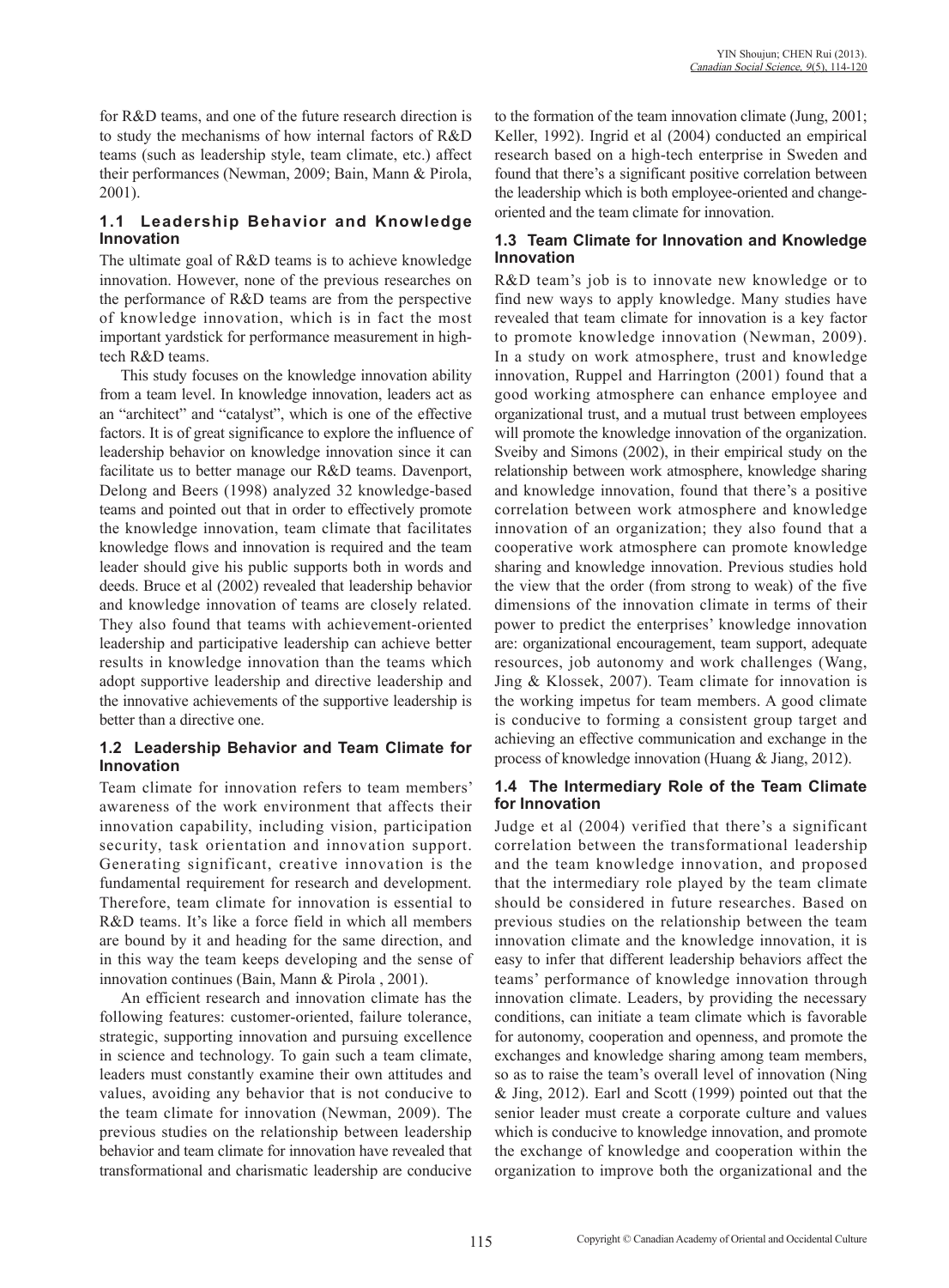for R&D teams, and one of the future research direction is to study the mechanisms of how internal factors of R&D teams (such as leadership style, team climate, etc.) affect their performances (Newman, 2009; Bain, Mann & Pirola, 2001).

### 1.1 Leadership Behavior and Knowledge Innovation

The ultimate goal of R&D teams is to achieve knowledge innovation. However, none of the previous researches on the performance of R&D teams are from the perspective of knowledge innovation, which is in fact the most important yardstick for performance measurement in high-tech R&D teams.

This study focuses on the knowledge innovation ability from a team level. In knowledge innovation, leaders act as an "architect" and "catalyst", which is one of the effective factors. It is of great significance to explore the influence of leadership behavior on knowledge innovation since it can facilitate us to better manage our R&D teams. Davenport, Delong and Beers (1998) analyzed 32 knowledge-based teams and pointed out that in order to effectively promote the knowledge innovation, team climate that facilitates knowledge flows and innovation is required and the team leader should give his public supports both in words and deeds. Bruce et al (2002) revealed that leadership behavior and knowledge innovation of teams are closely related. They also found that teams with achievement-oriented leadership and participative leadership can achieve better results in knowledge innovation than the teams which adopt supportive leadership and directive leadership and the innovative achievements of the supportive leadership is better than a directive one.

### 1.2 Leadership Behavior and Team Climate for Innovation

Team climate for innovation refers to team members' awareness of the work environment that affects their innovation capability, including vision, participation security, task orientation and innovation support. Generating significant, creative innovation is the fundamental requirement for research and development. Therefore, team climate for innovation is essential to R&D teams. It's like a force field in which all members are bound by it and heading for the same direction, and in this way the team keeps developing and the sense of innovation continues (Bain, Mann & Pirola , 2001).

An efficient research and innovation climate has the following features: customer-oriented, failure tolerance, strategic, supporting innovation and pursuing excellence in science and technology. To gain such a team climate, leaders must constantly examine their own attitudes and values, avoiding any behavior that is not conducive to the team climate for innovation (Newman, 2009). The previous studies on the relationship between leadership behavior and team climate for innovation have revealed that transformational and charismatic leadership are conducive to the formation of the team innovation climate (Jung, 2001; Keller, 1992). Ingrid et al (2004) conducted an empirical research based on a high-tech enterprise in Sweden and found that there's a significant positive correlation between the leadership which is both employee-oriented and change-oriented and the team climate for innovation.

### 1.3 Team Climate for Innovation and Knowledge Innovation

R&D team's job is to innovate new knowledge or to find new ways to apply knowledge. Many studies have revealed that team climate for innovation is a key factor to promote knowledge innovation (Newman, 2009). In a study on work atmosphere, trust and knowledge innovation, Ruppel and Harrington (2001) found that a good working atmosphere can enhance employee and organizational trust, and a mutual trust between employees will promote the knowledge innovation of the organization. Sveiby and Simons (2002), in their empirical study on the relationship between work atmosphere, knowledge sharing and knowledge innovation, found that there's a positive correlation between work atmosphere and knowledge innovation of an organization; they also found that a cooperative work atmosphere can promote knowledge sharing and knowledge innovation. Previous studies hold the view that the order (from strong to weak) of the five dimensions of the innovation climate in terms of their power to predict the enterprises' knowledge innovation are: organizational encouragement, team support, adequate resources, job autonomy and work challenges (Wang, Jing & Klossek, 2007). Team climate for innovation is the working impetus for team members. A good climate is conducive to forming a consistent group target and achieving an effective communication and exchange in the process of knowledge innovation (Huang & Jiang, 2012).

### 1.4 The Intermediary Role of the Team Climate for Innovation

Judge et al (2004) verified that there's a significant correlation between the transformational leadership and the team knowledge innovation, and proposed that the intermediary role played by the team climate should be considered in future researches. Based on previous studies on the relationship between the team innovation climate and the knowledge innovation, it is easy to infer that different leadership behaviors affect the teams' performance of knowledge innovation through innovation climate. Leaders, by providing the necessary conditions, can initiate a team climate which is favorable for autonomy, cooperation and openness, and promote the exchanges and knowledge sharing among team members, so as to raise the team's overall level of innovation (Ning & Jing, 2012). Earl and Scott (1999) pointed out that the senior leader must create a corporate culture and values which is conducive to knowledge innovation, and promote the exchange of knowledge and cooperation within the organization to improve both the organizational and the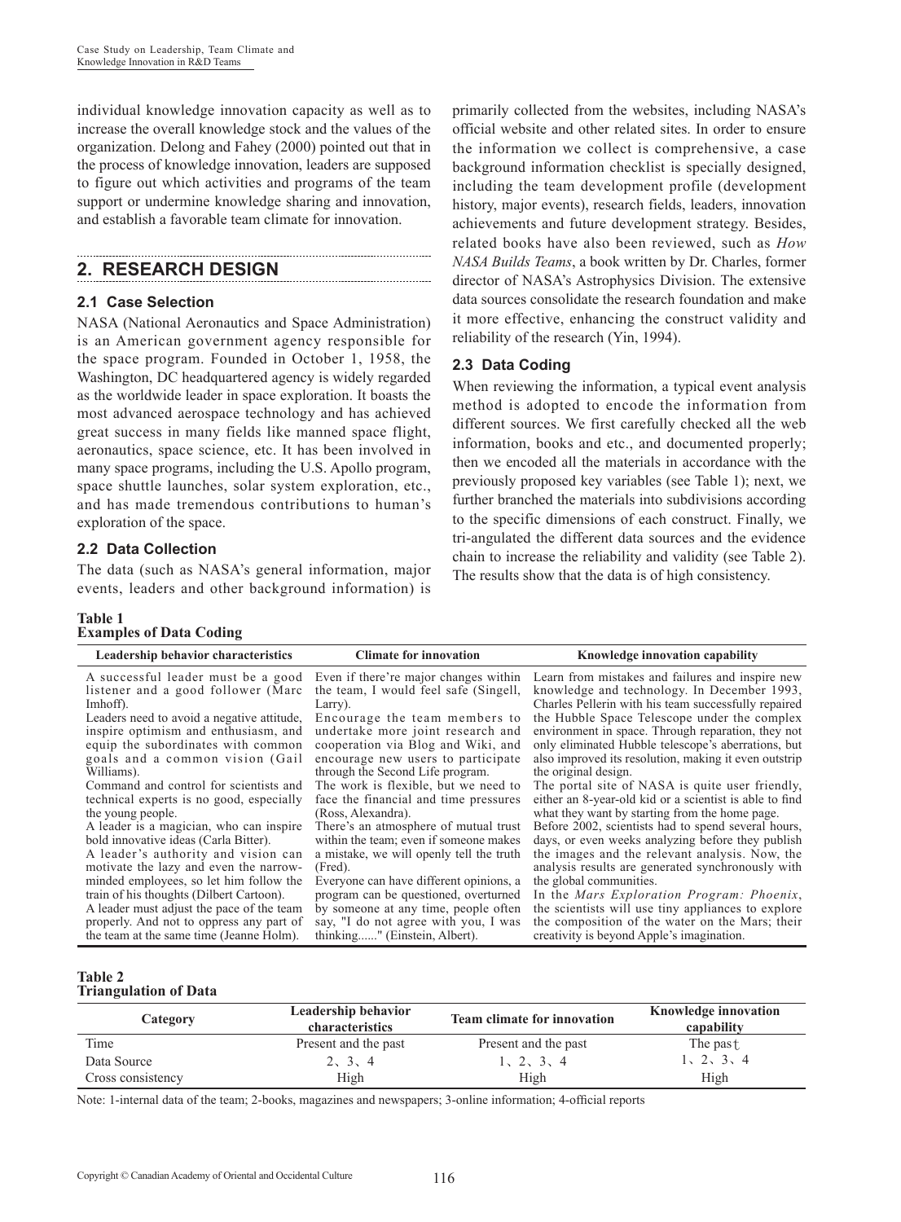individual knowledge innovation capacity as well as to increase the overall knowledge stock and the values of the organization. Delong and Fahey (2000) pointed out that in the process of knowledge innovation, leaders are supposed to figure out which activities and programs of the team support or undermine knowledge sharing and innovation, and establish a favorable team climate for innovation.

## 2. RESEARCH DESIGN

### 2.1 Case Selection

NASA (National Aeronautics and Space Administration) is an American government agency responsible for the space program. Founded in October 1, 1958, the Washington, DC headquartered agency is widely regarded as the worldwide leader in space exploration. It boasts the most advanced aerospace technology and has achieved great success in many fields like manned space flight, aeronautics, space science, etc. It has been involved in many space programs, including the U.S. Apollo program, space shuttle launches, solar system exploration, etc., and has made tremendous contributions to human's exploration of the space.

### 2.2 Data Collection

The data (such as NASA's general information, major events, leaders and other background information) is primarily collected from the websites, including NASA's official website and other related sites. In order to ensure the information we collect is comprehensive, a case background information checklist is specially designed, including the team development profile (development history, major events), research fields, leaders, innovation achievements and future development strategy. Besides, related books have also been reviewed, such as *How NASA Builds Teams*, a book written by Dr. Charles, former director of NASA's Astrophysics Division. The extensive data sources consolidate the research foundation and make it more effective, enhancing the construct validity and reliability of the research (Yin, 1994).

### 2.3 Data Coding

When reviewing the information, a typical event analysis method is adopted to encode the information from different sources. We first carefully checked all the web information, books and etc., and documented properly; then we encoded all the materials in accordance with the previously proposed key variables (see Table 1); next, we further branched the materials into subdivisions according to the specific dimensions of each construct. Finally, we tri-angulated the different data sources and the evidence chain to increase the reliability and validity (see Table 2). The results show that the data is of high consistency.

**Table 1**
**Examples of Data Coding**

| Leadership behavior characteristics | Climate for innovation | Knowledge innovation capability |
|---|---|---|
| A successful leader must be a good listener and a good follower (Marc Imhoff).<br>Leaders need to avoid a negative attitude, inspire optimism and enthusiasm, and equip the subordinates with common goals and a common vision (Gail Williams).<br>Command and control for scientists and technical experts is no good, especially the young people.<br>A leader is a magician, who can inspire bold innovative ideas (Carla Bitter).<br>A leader's authority and vision can motivate the lazy and even the narrow-minded employees, so let him follow the train of his thoughts (Dilbert Cartoon).<br>A leader must adjust the pace of the team properly. And not to oppress any part of the team at the same time (Jeanne Holm). | Even if there're major changes within the team, I would feel safe (Singell, Larry).<br>Encourage the team members to undertake more joint research and cooperation via Blog and Wiki, and encourage new users to participate through the Second Life program.<br>The work is flexible, but we need to face the financial and time pressures (Ross, Alexandra).<br>There's an atmosphere of mutual trust within the team; even if someone makes a mistake, we will openly tell the truth (Fred).<br>Everyone can have different opinions, a program can be questioned, overturned by someone at any time, people often say, "I do not agree with you, I was thinking......" (Einstein, Albert). | Learn from mistakes and failures and inspire new knowledge and technology. In December 1993, Charles Pellerin with his team successfully repaired the Hubble Space Telescope under the complex environment in space. Through reparation, they not only eliminated Hubble telescope's aberrations, but also improved its resolution, making it even outstrip the original design.<br>The portal site of NASA is quite user friendly, either an 8-year-old kid or a scientist is able to find what they want by starting from the home page.<br>Before 2002, scientists had to spend several hours, days, or even weeks analyzing before they publish the images and the relevant analysis. Now, the analysis results are generated synchronously with the global communities.<br>In the *Mars Exploration Program: Phoenix*, the scientists will use tiny appliances to explore the composition of the water on the Mars; their creativity is beyond Apple's imagination. |

**Table 2**
**Triangulation of Data**

| Category | Leadership behavior characteristics | Team climate for innovation | Knowledge innovation capability |
|---|---|---|---|
| Time | Present and the past | Present and the past | The past |
| Data Source | 2、3、4 | 1、2、3、4 | 1、2、3、4 |
| Cross consistency | High | High | High |

Note: 1-internal data of the team; 2-books, magazines and newspapers; 3-online information; 4-official reports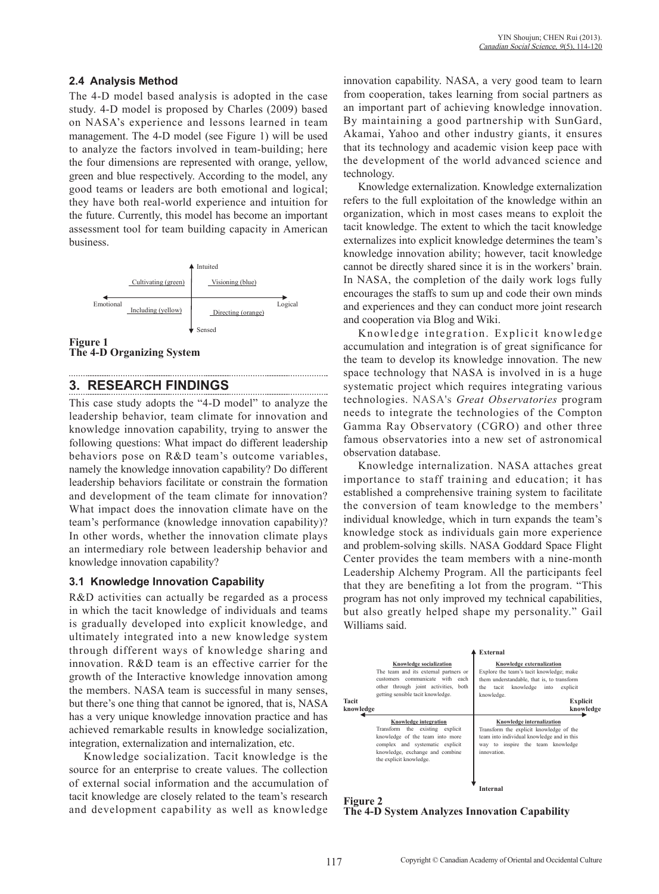### 2.4 Analysis Method

The 4-D model based analysis is adopted in the case study. 4-D model is proposed by Charles (2009) based on NASA's experience and lessons learned in team management. The 4-D model (see Figure 1) will be used to analyze the factors involved in team-building; here the four dimensions are represented with orange, yellow, green and blue respectively. According to the model, any good teams or leaders are both emotional and logical; they have both real-world experience and intuition for the future. Currently, this model has become an important assessment tool for team building capacity in American business.

Intuited

Cultivating (green) | Visioning (blue)

Emotional | Logical

Including (yellow) | Directing (orange)

Sensed

**Figure 1**
**The 4-D Organizing System**

## 3. RESEARCH FINDINGS

This case study adopts the "4-D model" to analyze the leadership behavior, team climate for innovation and knowledge innovation capability, trying to answer the following questions: What impact do different leadership behaviors pose on R&D team's outcome variables, namely the knowledge innovation capability? Do different leadership behaviors facilitate or constrain the formation and development of the team climate for innovation? What impact does the innovation climate have on the team's performance (knowledge innovation capability)? In other words, whether the innovation climate plays an intermediary role between leadership behavior and knowledge innovation capability?

### 3.1 Knowledge Innovation Capability

R&D activities can actually be regarded as a process in which the tacit knowledge of individuals and teams is gradually developed into explicit knowledge, and ultimately integrated into a new knowledge system through different ways of knowledge sharing and innovation. R&D team is an effective carrier for the growth of the Interactive knowledge innovation among the members. NASA team is successful in many senses, but there's one thing that cannot be ignored, that is, NASA has a very unique knowledge innovation practice and has achieved remarkable results in knowledge socialization, integration, externalization and internalization, etc.

Knowledge socialization. Tacit knowledge is the source for an enterprise to create values. The collection of external social information and the accumulation of tacit knowledge are closely related to the team's research and development capability as well as knowledge innovation capability. NASA, a very good team to learn from cooperation, takes learning from social partners as an important part of achieving knowledge innovation. By maintaining a good partnership with SunGard, Akamai, Yahoo and other industry giants, it ensures that its technology and academic vision keep pace with the development of the world advanced science and technology.

Knowledge externalization. Knowledge externalization refers to the full exploitation of the knowledge within an organization, which in most cases means to exploit the tacit knowledge. The extent to which the tacit knowledge externalizes into explicit knowledge determines the team's knowledge innovation ability; however, tacit knowledge cannot be directly shared since it is in the workers' brain. In NASA, the completion of the daily work logs fully encourages the staffs to sum up and code their own minds and experiences and they can conduct more joint research and cooperation via Blog and Wiki.

Knowledge integration. Explicit knowledge accumulation and integration is of great significance for the team to develop its knowledge innovation. The new space technology that NASA is involved in is a huge systematic project which requires integrating various technologies. NASA's *Great Observatories* program needs to integrate the technologies of the Compton Gamma Ray Observatory (CGRO) and other three famous observatories into a new set of astronomical observation database.

Knowledge internalization. NASA attaches great importance to staff training and education; it has established a comprehensive training system to facilitate the conversion of team knowledge to the members' individual knowledge, which in turn expands the team's knowledge stock as individuals gain more experience and problem-solving skills. NASA Goddard Space Flight Center provides the team members with a nine-month Leadership Alchemy Program. All the participants feel that they are benefiting a lot from the program. "This program has not only improved my technical capabilities, but also greatly helped shape my personality." Gail Williams said.

External

**Knowledge socialization**
The team and its external partners or customers communicate with each other through joint activities, both getting sensible tacit knowledge.

**Knowledge externalization**
Explore the team's tacit knowledge; make them understandable, that is, to transform the tacit knowledge into explicit knowledge.

Tacit knowledge | Explicit knowledge

**Knowledge integration**
Transform the existing explicit knowledge of the team into more complex and systematic explicit knowledge, exchange and combine the explicit knowledge.

**Knowledge internalization**
Transform the explicit knowledge of the team into individual knowledge and in this way to inspire the team knowledge innovation.

Internal

**Figure 2**
**The 4-D System Analyzes Innovation Capability**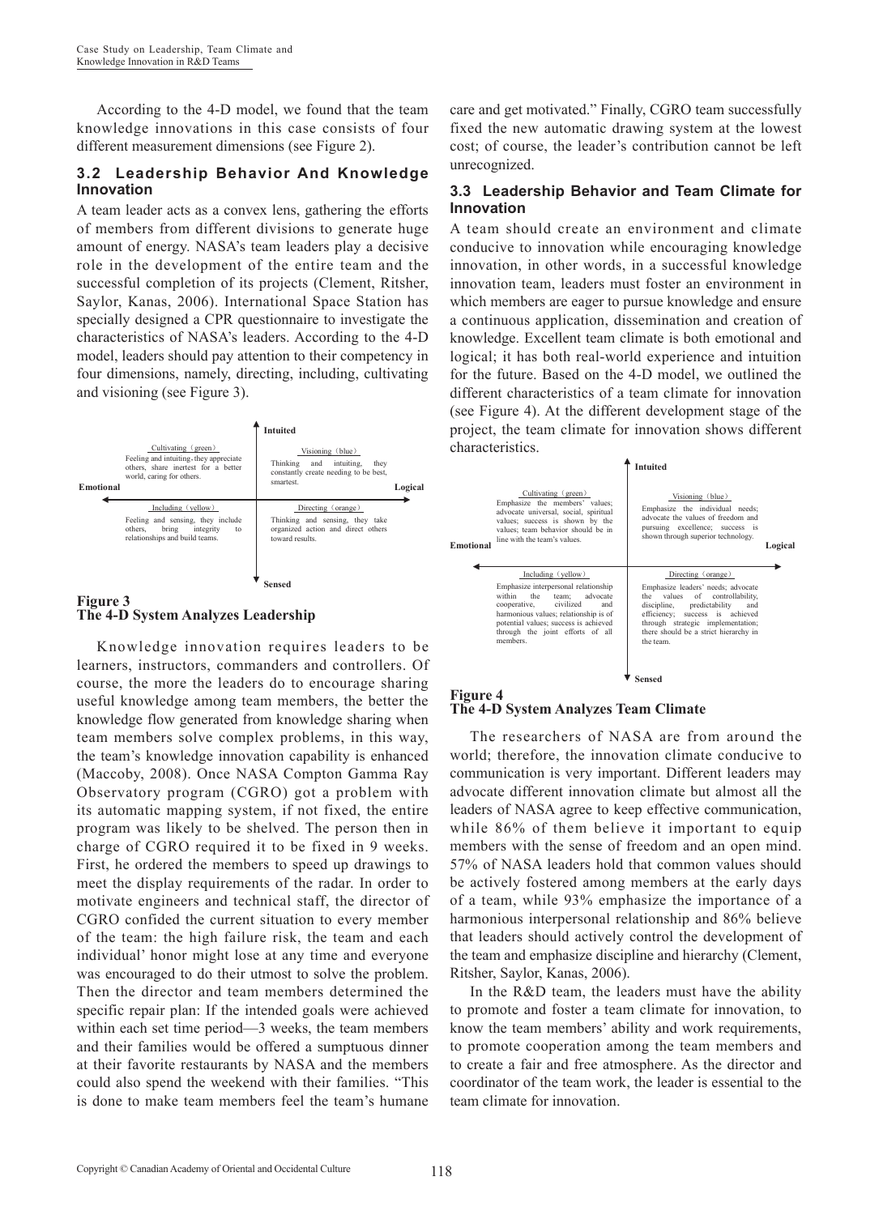According to the 4-D model, we found that the team knowledge innovations in this case consists of four different measurement dimensions (see Figure 2).

### 3.2 Leadership Behavior And Knowledge Innovation

A team leader acts as a convex lens, gathering the efforts of members from different divisions to generate huge amount of energy. NASA's team leaders play a decisive role in the development of the entire team and the successful completion of its projects (Clement, Ritsher, Saylor, Kanas, 2006). International Space Station has specially designed a CPR questionnaire to investigate the characteristics of NASA's leaders. According to the 4-D model, leaders should pay attention to their competency in four dimensions, namely, directing, including, cultivating and visioning (see Figure 3).

| | Emotional ← → Logical (Intuited) | |
|---|---|---|
| **Intuited** | Cultivating (green): Feeling and intuiting, they appreciate others, share inertest for a better world, caring for others. | Visioning (blue): Thinking and intuiting, they constantly create needing to be best, smartest. |
| **Sensed** | Including (yellow): Feeling and sensing, they include others, bring integrity to relationships and build teams. | Directing (orange): Thinking and sensing, they take organized action and direct others toward results. |

**Figure 3**
**The 4-D System Analyzes Leadership**

Knowledge innovation requires leaders to be learners, instructors, commanders and controllers. Of course, the more the leaders do to encourage sharing useful knowledge among team members, the better the knowledge flow generated from knowledge sharing when team members solve complex problems, in this way, the team's knowledge innovation capability is enhanced (Maccoby, 2008). Once NASA Compton Gamma Ray Observatory program (CGRO) got a problem with its automatic mapping system, if not fixed, the entire program was likely to be shelved. The person then in charge of CGRO required it to be fixed in 9 weeks. First, he ordered the members to speed up drawings to meet the display requirements of the radar. In order to motivate engineers and technical staff, the director of CGRO confided the current situation to every member of the team: the high failure risk, the team and each individual' honor might lose at any time and everyone was encouraged to do their utmost to solve the problem. Then the director and team members determined the specific repair plan: If the intended goals were achieved within each set time period—3 weeks, the team members and their families would be offered a sumptuous dinner at their favorite restaurants by NASA and the members could also spend the weekend with their families. "This is done to make team members feel the team's humane care and get motivated." Finally, CGRO team successfully fixed the new automatic drawing system at the lowest cost; of course, the leader's contribution cannot be left unrecognized.

### 3.3 Leadership Behavior and Team Climate for Innovation

A team should create an environment and climate conducive to innovation while encouraging knowledge innovation, in other words, in a successful knowledge innovation team, leaders must foster an environment in which members are eager to pursue knowledge and ensure a continuous application, dissemination and creation of knowledge. Excellent team climate is both emotional and logical; it has both real-world experience and intuition for the future. Based on the 4-D model, we outlined the different characteristics of a team climate for innovation (see Figure 4). At the different development stage of the project, the team climate for innovation shows different characteristics.

| | Emotional ← → Logical (Intuited) | |
|---|---|---|
| **Intuited** | Cultivating (green): Emphasize the members' values; advocate universal, social, spiritual values; success is shown by the values; team behavior should be in line with the team's values. | Visioning (blue): Emphasize the individual needs; advocate the values of freedom and pursuing excellence; success is shown through superior technology. |
| **Sensed** | Including (yellow): Emphasize interpersonal relationship within the team; advocate cooperative, civilized and harmonious values; relationship is of potential values; success is achieved through the joint efforts of all members. | Directing (orange): Emphasize leaders' needs; advocate the values of controllability, discipline, predictability and efficiency; success is achieved through strategic implementation; there should be a strict hierarchy in the team. |

**Figure 4**
**The 4-D System Analyzes Team Climate**

The researchers of NASA are from around the world; therefore, the innovation climate conducive to communication is very important. Different leaders may advocate different innovation climate but almost all the leaders of NASA agree to keep effective communication, while 86% of them believe it important to equip members with the sense of freedom and an open mind. 57% of NASA leaders hold that common values should be actively fostered among members at the early days of a team, while 93% emphasize the importance of a harmonious interpersonal relationship and 86% believe that leaders should actively control the development of the team and emphasize discipline and hierarchy (Clement, Ritsher, Saylor, Kanas, 2006).

In the R&D team, the leaders must have the ability to promote and foster a team climate for innovation, to know the team members' ability and work requirements, to promote cooperation among the team members and to create a fair and free atmosphere. As the director and coordinator of the team work, the leader is essential to the team climate for innovation.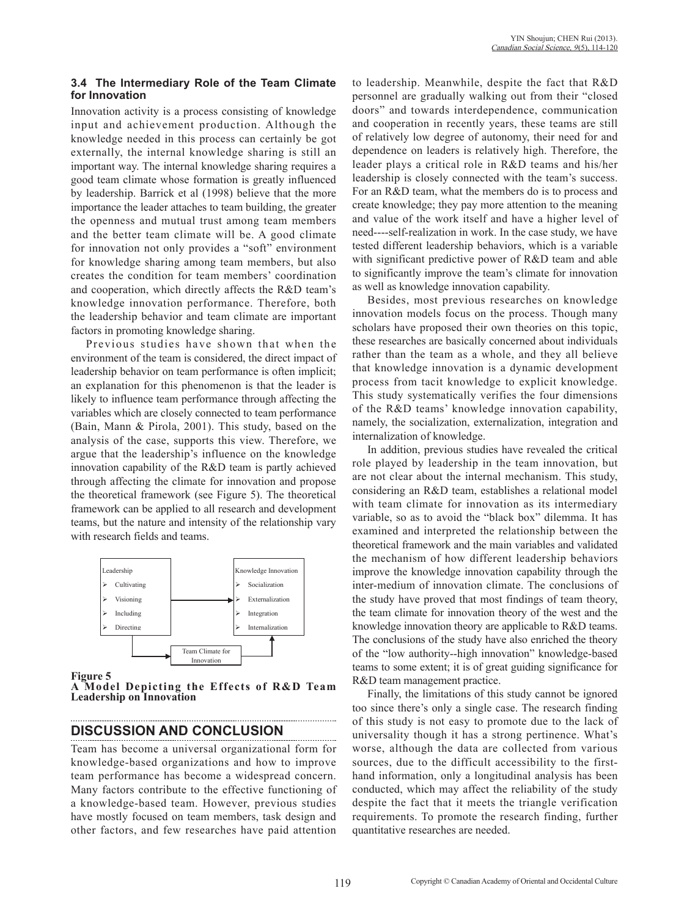### 3.4 The Intermediary Role of the Team Climate for Innovation

Innovation activity is a process consisting of knowledge input and achievement production. Although the knowledge needed in this process can certainly be got externally, the internal knowledge sharing is still an important way. The internal knowledge sharing requires a good team climate whose formation is greatly influenced by leadership. Barrick et al (1998) believe that the more importance the leader attaches to team building, the greater the openness and mutual trust among team members and the better team climate will be. A good climate for innovation not only provides a "soft" environment for knowledge sharing among team members, but also creates the condition for team members' coordination and cooperation, which directly affects the R&D team's knowledge innovation performance. Therefore, both the leadership behavior and team climate are important factors in promoting knowledge sharing.

Previous studies have shown that when the environment of the team is considered, the direct impact of leadership behavior on team performance is often implicit; an explanation for this phenomenon is that the leader is likely to influence team performance through affecting the variables which are closely connected to team performance (Bain, Mann & Pirola, 2001). This study, based on the analysis of the case, supports this view. Therefore, we argue that the leadership's influence on the knowledge innovation capability of the R&D team is partly achieved through affecting the climate for innovation and propose the theoretical framework (see Figure 5). The theoretical framework can be applied to all research and development teams, but the nature and intensity of the relationship vary with research fields and teams.

Leadership
- Cultivating
- Visioning
- Including
- Directing

Knowledge Innovation
- Socialization
- Externalization
- Integration
- Internalization

Team Climate for Innovation

**Figure 5**
**A Model Depicting the Effects of R&D Team Leadership on Innovation**

## DISCUSSION AND CONCLUSION

Team has become a universal organizational form for knowledge-based organizations and how to improve team performance has become a widespread concern. Many factors contribute to the effective functioning of a knowledge-based team. However, previous studies have mostly focused on team members, task design and other factors, and few researches have paid attention to leadership. Meanwhile, despite the fact that R&D personnel are gradually walking out from their "closed doors" and towards interdependence, communication and cooperation in recently years, these teams are still of relatively low degree of autonomy, their need for and dependence on leaders is relatively high. Therefore, the leader plays a critical role in R&D teams and his/her leadership is closely connected with the team's success. For an R&D team, what the members do is to process and create knowledge; they pay more attention to the meaning and value of the work itself and have a higher level of need----self-realization in work. In the case study, we have tested different leadership behaviors, which is a variable with significant predictive power of R&D team and able to significantly improve the team's climate for innovation as well as knowledge innovation capability.

Besides, most previous researches on knowledge innovation models focus on the process. Though many scholars have proposed their own theories on this topic, these researches are basically concerned about individuals rather than the team as a whole, and they all believe that knowledge innovation is a dynamic development process from tacit knowledge to explicit knowledge. This study systematically verifies the four dimensions of the R&D teams' knowledge innovation capability, namely, the socialization, externalization, integration and internalization of knowledge.

In addition, previous studies have revealed the critical role played by leadership in the team innovation, but are not clear about the internal mechanism. This study, considering an R&D team, establishes a relational model with team climate for innovation as its intermediary variable, so as to avoid the "black box" dilemma. It has examined and interpreted the relationship between the theoretical framework and the main variables and validated the mechanism of how different leadership behaviors improve the knowledge innovation capability through the inter-medium of innovation climate. The conclusions of the study have proved that most findings of team theory, the team climate for innovation theory of the west and the knowledge innovation theory are applicable to R&D teams. The conclusions of the study have also enriched the theory of the "low authority--high innovation" knowledge-based teams to some extent; it is of great guiding significance for R&D team management practice.

Finally, the limitations of this study cannot be ignored too since there's only a single case. The research finding of this study is not easy to promote due to the lack of universality though it has a strong pertinence. What's worse, although the data are collected from various sources, due to the difficult accessibility to the first-hand information, only a longitudinal analysis has been conducted, which may affect the reliability of the study despite the fact that it meets the triangle verification requirements. To promote the research finding, further quantitative researches are needed.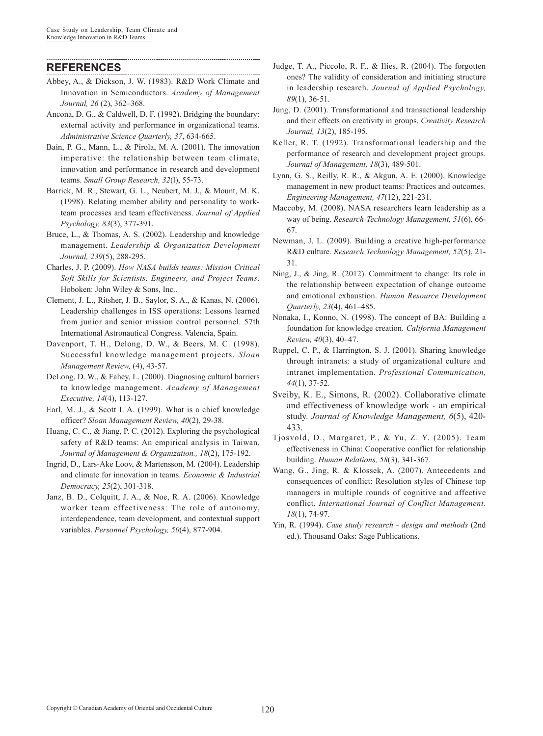## REFERENCES

Abbey, A., & Dickson, J. W. (1983). R&D Work Climate and Innovation in Semiconductors. *Academy of Management Journal, 26* (2), 362–368.

Ancona, D. G., & Caldwell, D. F. (1992). Bridging the boundary: external activity and performance in organizational teams. *Administrative Science Quarterly, 37*, 634-665.

Bain, P. G., Mann, L., & Pirola, M. A. (2001). The innovation imperative: the relationship between team climate, innovation and performance in research and development teams. *Small Group Research, 32*(l), 55-73.

Barrick, M. R., Stewart, G. L., Neubert, M. J., & Mount, M. K. (1998). Relating member ability and personality to work-team processes and team effectiveness. *Journal of Applied Psychology, 83*(3), 377-391.

Bruce, L., & Thomas, A. S. (2002). Leadership and knowledge management. *Leadership & Organization Development Journal, 239*(5), 288-295.

Charles, J. P. (2009). *How NASA builds teams: Mission Critical Soft Skills for Scientists, Engineers, and Project Teams*. Hoboken: John Wiley & Sons, Inc..

Clement, J. L., Ritsher, J. B., Saylor, S. A., & Kanas, N. (2006). Leadership challenges in ISS operations: Lessons learned from junior and senior mission control personnel. 57th International Astronautical Congress. Valencia, Spain.

Davenport, T. H., Delong, D. W., & Beers, M. C. (1998). Successful knowledge management projects. *Sloan Management Review,* (4), 43-57.

DeLong, D. W., & Fahey, L. (2000). Diagnosing cultural barriers to knowledge management. *Academy of Management Executive, 14*(4), 113-127.

Earl, M. J., & Scott I. A. (1999). What is a chief knowledge officer? *Sloan Management Review, 40*(2), 29-38.

Huang, C. C., & Jiang, P. C. (2012). Exploring the psychological safety of R&D teams: An empirical analysis in Taiwan. *Journal of Management & Organization., 18*(2), 175-192.

Ingrid, D., Lars-Ake Loov, & Martensson, M. (2004). Leadership and climate for innovation in teams. *Economic & Industrial Democracy, 25*(2), 301-318.

Janz, B. D., Colquitt, J. A., & Noe, R. A. (2006). Knowledge worker team effectiveness: The role of autonomy, interdependence, team development, and contextual support variables. *Personnel Psychology, 50*(4), 877-904.

Judge, T. A., Piccolo, R. F., & Ilies, R. (2004). The forgotten ones? The validity of consideration and initiating structure in leadership research. *Journal of Applied Psychology, 89*(1), 36-51.

Jung, D. (2001). Transformational and transactional leadership and their effects on creativity in groups. *Creativity Research Journal, 13*(2), 185-195.

Keller, R. T. (1992). Transformational leadership and the performance of research and development project groups. *Journal of Management, 18*(3), 489-501.

Lynn, G. S., Reilly, R. R., & Akgun, A. E. (2000). Knowledge management in new product teams: Practices and outcomes. *Engineering Management, 47*(12), 221-231.

Maccoby, M. (2008). NASA researchers learn leadership as a way of being. *Research-Technology Management, 51*(6), 66-67.

Newman, J. L. (2009). Building a creative high-performance R&D culture. *Research Technology Management, 52*(5), 21-31.

Ning, J., & Jing, R. (2012). Commitment to change: Its role in the relationship between expectation of change outcome and emotional exhaustion. *Human Resource Development Quarterly, 23*(4), 461–485.

Nonaka, I., Konno, N. (1998). The concept of BA: Building a foundation for knowledge creation. *California Management Review, 40*(3), 40–47.

Ruppel, C. P., & Harrington, S. J. (2001). Sharing knowledge through intranets: a study of organizational culture and intranet implementation. *Professional Communication, 44*(1), 37-52.

Sveiby, K. E., Simons, R. (2002). Collaborative climate and effectiveness of knowledge work - an empirical study. *Journal of Knowledge Management, 6*(5), 420-433.

Tjosvold, D., Margaret, P., & Yu, Z. Y. (2005). Team effectiveness in China: Cooperative conflict for relationship building. *Human Relations, 58*(3), 341-367.

Wang, G., Jing, R. & Klossek, A. (2007). Antecedents and consequences of conflict: Resolution styles of Chinese top managers in multiple rounds of cognitive and affective conflict. *International Journal of Conflict Management. 18*(1), 74-97.

Yin, R. (1994). *Case study research - design and methods* (2nd ed.). Thousand Oaks: Sage Publications.